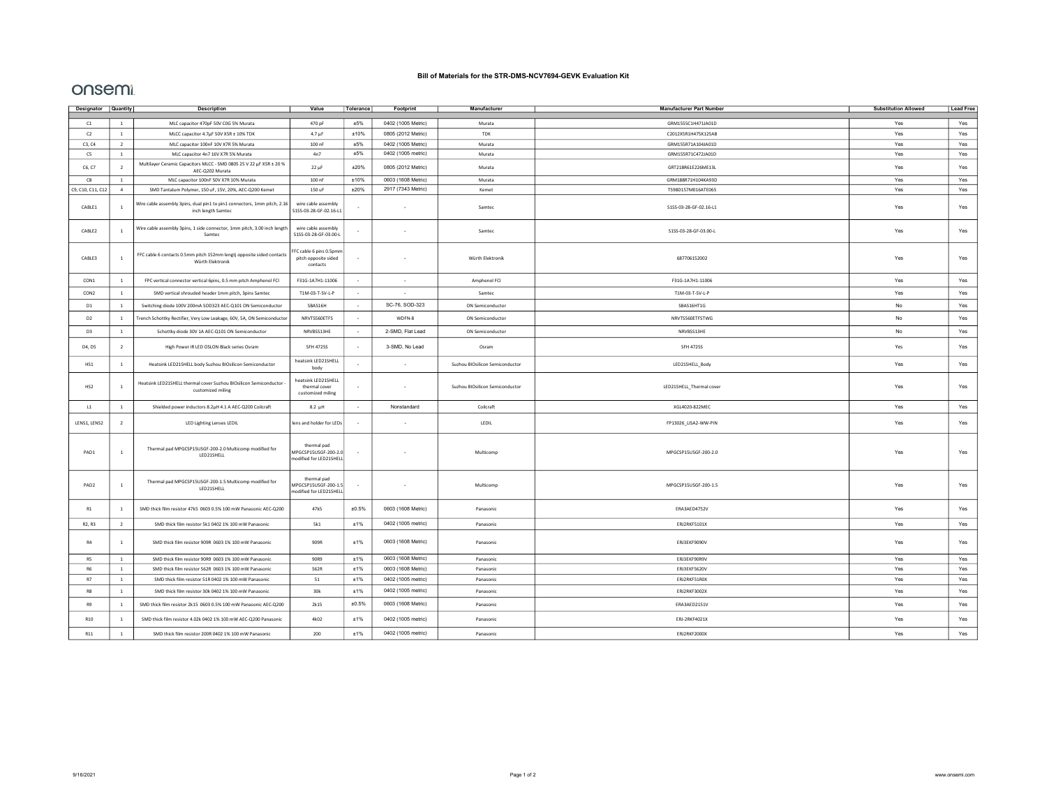# Bill of Materials for the STR-DMS-NCV7694-GEVK Evaluation Kit

onsemi

| Designator | Quantity | Description | Value | Tolerance | Footprint | Manufacturer | Manufacturer Part Number | Substitution Allowed | Lead Free |
|---|---|---|---|---|---|---|---|---|---|
| C1 | 1 | MLC capacitor 470pF 50V C0G 5% Murata | 470 pF | ±5% | 0402 (1005 Metric) | Murata | GRM155C1H471JA01D | Yes | Yes |
| C2 | 1 | MLCC capacitor 4.7µF 50V X5R ± 10% TDK | 4.7 µF | ±10% | 0805 (2012 Metric) | TDK | C2012X5R1H475K125AB | Yes | Yes |
| C3, C4 | 2 | MLC capacitor 100nF 10V X7R 5% Murata | 100 nF | ±5% | 0402 (1005 Metric) | Murata | GRM155R71A104JA01D | Yes | Yes |
| C5 | 1 | MLC capacitor 4n7 16V X7R 5% Murata | 4n7 | ±5% | 0402 (1005 metric) | Murata | GRM155R71C472JA01D | Yes | Yes |
| C6, C7 | 2 | Multilayer Ceramic Capacitors MLCC - SMD 0805 25 V 22 µF X5R ± 20 % AEC-Q202 Murata | 22 µF | ±20% | 0805 (2012 Metric) | Murata | GRT21BR61E226ME13L | Yes | Yes |
| C8 | 1 | MLC capacitor 100nF 50V X7R 10% Murata | 100 nF | ±10% | 0603 (1608 Metric) | Murata | GRM188R71H104KA93D | Yes | Yes |
| C9, C10, C11, C12 | 4 | SMD Tantalum Polymer, 150 uF, 15V, 20%, AEC-Q200 Kemet | 150 uF | ±20% | 2917 (7343 Metric) | Kemet | T598D157M016ATE065 | Yes | Yes |
| CABLE1 | 1 | Wire cable assembly 3pins, dual pin1 to pin1 connectors, 1mm pitch, 2.16 inch length Samtec | wire cable assembly S1SS-03-28-GF-02.16-L1 | - | - | Samtec | S1SS-03-28-GF-02.16-L1 | Yes | Yes |
| CABLE2 | 1 | Wire cable assembly 3pins, 1 side connector, 1mm pitch, 3.00 inch length Samtec | wire cable assembly S1SS-03-28-GF-03.00-L | - | - | Samtec | S1SS-03-28-GF-03.00-L | Yes | Yes |
| CABLE3 | 1 | FFC cable 6 contacts 0.5mm pitch 152mm lengtj opposite sided contacts Würth Elektronik | FFC cable 6 pins 0.5pmm pitch opposite sided contacts | - | - | Würth Elektronik | 687706152002 | Yes | Yes |
| CON1 | 1 | FPC vertical connector vertical 6pins, 0.5 mm pitch Amphenol FCI | F31G-1A7H1-11006 | - | - | Amphenol FCI | F31G-1A7H1-11006 | Yes | Yes |
| CON2 | 1 | SMD vertical shrouded header 1mm pitch, 3pins Samtec | T1M-03-T-SV-L-P | - | - | Samtec | T1M-03-T-SV-L-P | Yes | Yes |
| D1 | 1 | Switching diode 100V 200mA SOD323 AEC-Q101 ON Semiconductor | SBAS16H | - | SC-76, SOD-323 | ON Semiconductor | SBAS16HT1G | No | Yes |
| D2 | 1 | Trench Schottky Rectifier, Very Low Leakage, 60V, 5A, ON Semiconductor | NRVTS560ETFS | - | WDFN-8 | ON Semiconductor | NRVTS560ETFSTWG | No | Yes |
| D3 | 1 | Schottky diode 30V 1A AEC-Q101 ON Semiconductor | NRVBSS13HE | - | 2-SMD, Flat Lead | ON Semiconductor | NRVBSS13HE | No | Yes |
| D4, D5 | 2 | High Power IR LED OSLON Black series Osram | SFH 4725S | - | 3-SMD, No Lead | Osram | SFH 4725S | Yes | Yes |
| HS1 | 1 | Heatsink LED21SHELL body Suzhou BIOsilicon Semiconductor | heatsink LED21SHELL body | - | - | Suzhou BIOsilicon Semiconductor | LED21SHELL_Body | Yes | Yes |
| HS2 | 1 | Heatsink LED21SHELL thermal cover Suzhou BIOsilicon Semiconductor - customized miling | heatsink LED21SHELL thermal cover customized miling | - | - | Suzhou BIOsilicon Semiconductor | LED21SHELL_Thermal cover | Yes | Yes |
| L1 | 1 | Shielded power inductors 8.2µH 4.1 A AEC-Q200 Coilcraft | 8.2 µH | - | Nonstandard | Coilcraft | XGL4020-822MEC | Yes | Yes |
| LENS1, LENS2 | 2 | LED Lighting Lenses LEDIL | lens and holder for LEDs | - | - | LEDIL | FP13026_LISA2-WW-PIN | Yes | Yes |
| PAD1 | 1 | Thermal pad MPGCSP15USGF-200-2.0 Multicomp modified for LED21SHELL | thermal pad MPGCSP15USGF-200-2.0 modified for LED21SHELL | - | - | Multicomp | MPGCSP15USGF-200-2.0 | Yes | Yes |
| PAD2 | 1 | Thermal pad MPGCSP15USGF-200-1.5 Multicomp modified for LED21SHELL | thermal pad MPGCSP15USGF-200-1.5 modified for LED21SHELL | - | - | Multicomp | MPGCSP15USGF-200-1.5 | Yes | Yes |
| R1 | 1 | SMD thick film resistor 47k5 0603 0.5% 100 mW Panasonic AEC-Q200 | 47k5 | ±0.5% | 0603 (1608 Metric) | Panasonic | ERA3AED4752V | Yes | Yes |
| R2, R3 | 2 | SMD thick film resistor 5k1 0402 1% 100 mW Panasonic | 5k1 | ±1% | 0402 (1005 Metric) | Panasonic | ERJ2RKF5101X | Yes | Yes |
| R4 | 1 | SMD thick film resistor 909R 0603 1% 100 mW Panasonic | 909R | ±1% | 0603 (1608 Metric) | Panasonic | ERJ3EKF9090V | Yes | Yes |
| R5 | 1 | SMD thick film resistor 90R9 0603 1% 100 mW Panasonic | 90R9 | ±1% | 0603 (1608 Metric) | Panasonic | ERJ3EKF90R9V | Yes | Yes |
| R6 | 1 | SMD thick film resistor 562R 0603 1% 100 mW Panasonic | 562R | ±1% | 0603 (1608 Metric) | Panasonic | ERJ3EKF5620V | Yes | Yes |
| R7 | 1 | SMD thick film resistor 51R 0402 1% 100 mW Panasonic | 51 | ±1% | 0402 (1005 Metric) | Panasonic | ERJ2RKF51R0X | Yes | Yes |
| R8 | 1 | SMD thick film resistor 30k 0402 1% 100 mW Panasonic | 30k | ±1% | 0402 (1005 Metric) | Panasonic | ERJ2RKF3002X | Yes | Yes |
| R9 | 1 | SMD thick film resistor 2k15 0603 0.5% 100 mW Panasonic AEC-Q200 | 2k15 | ±0.5% | 0603 (1608 Metric) | Panasonic | ERA3AED2151V | Yes | Yes |
| R10 | 1 | SMD thick film resistor 4.02k 0402 1% 100 mW AEC-Q200 Panasonic | 4k02 | ±1% | 0402 (1005 Metric) | Panasonic | ERJ-2RKF4021X | Yes | Yes |
| R11 | 1 | SMD thick film resistor 200R 0402 1% 100 mW Panasonic | 200 | ±1% | 0402 (1005 metric) | Panasonic | ERJ2RKF2000X | Yes | Yes |

9/16/2021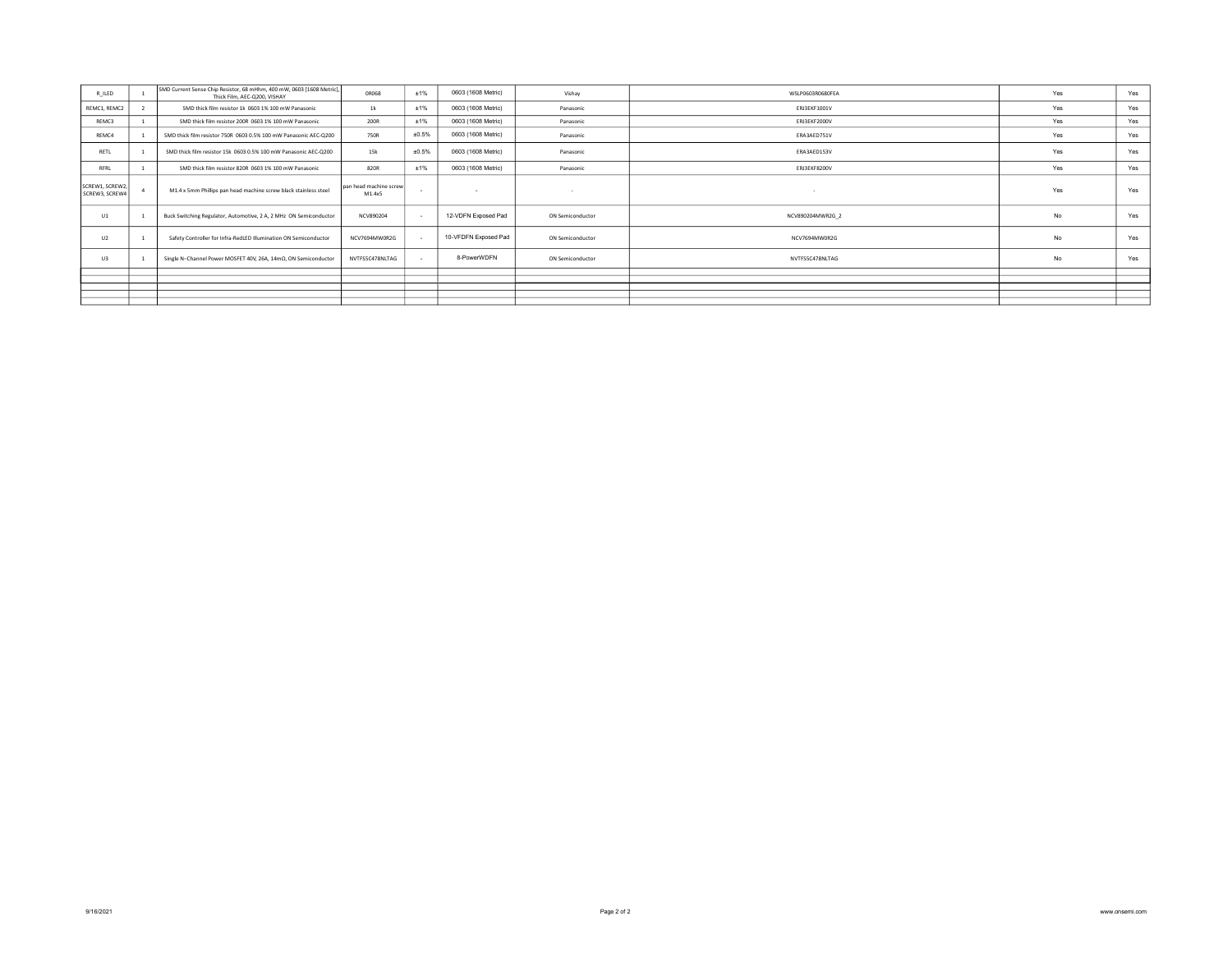| | | | | | | | | | |
|---|---|---|---|---|---|---|---|---|---|
| R_ILED | 1 | SMD Current Sense Chip Resistor, 68 mHhm, 400 mW, 0603 [1608 Metric], Thick Film, AEC-Q200, VISHAY | 0R068 | ±1% | 0603 (1608 Metric) | Vishay | WSLP0603R0680FEA | Yes | Yes |
| REMC1, REMC2 | 2 | SMD thick film resistor 1k 0603 1% 100 mW Panasonic | 1k | ±1% | 0603 (1608 Metric) | Panasonic | ERJ3EKF1001V | Yes | Yes |
| REMC3 | 1 | SMD thick film resistor 200R 0603 1% 100 mW Panasonic | 200R | ±1% | 0603 (1608 Metric) | Panasonic | ERJ3EKF2000V | Yes | Yes |
| REMC4 | 1 | SMD thick film resistor 750R 0603 0.5% 100 mW Panasonic AEC-Q200 | 750R | ±0.5% | 0603 (1608 Metric) | Panasonic | ERA3AED751V | Yes | Yes |
| RETL | 1 | SMD thick film resistor 15k 0603 0.5% 100 mW Panasonic AEC-Q200 | 15k | ±0.5% | 0603 (1608 Metric) | Panasonic | ERA3AED153V | Yes | Yes |
| RFRL | 1 | SMD thick film resistor 820R 0603 1% 100 mW Panasonic | 820R | ±1% | 0603 (1608 Metric) | Panasonic | ERJ3EKF8200V | Yes | Yes |
| SCREW1, SCREW2, SCREW3, SCREW4 | 4 | M1.4 x 5mm Phillips pan head machine screw black stainless steel | pan head machine screw M1.4x5 | - | - | - | - | Yes | Yes |
| U1 | 1 | Buck Switching Regulator, Automotive, 2 A, 2 MHz ON Semiconductor | NCV890204 | - | 12-VDFN Exposed Pad | ON Semiconductor | NCV890204MWR2G_2 | No | Yes |
| U2 | 1 | Safety Controller for Infra-RedLED Illumination ON Semiconductor | NCV7694MW0R2G | - | 10-VFDFN Exposed Pad | ON Semiconductor | NCV7694MW0R2G | No | Yes |
| U3 | 1 | Single N-Channel Power MOSFET 40V, 26A, 14mΩ, ON Semiconductor | NVTFS5C478NLTAG | - | 8-PowerWDFN | ON Semiconductor | NVTFS5C478NLTAG | No | Yes |
| | | | | | | | | | |
| | | | | | | | | | |
| | | | | | | | | | |
| | | | | | | | | | |
| | | | | | | | | | |